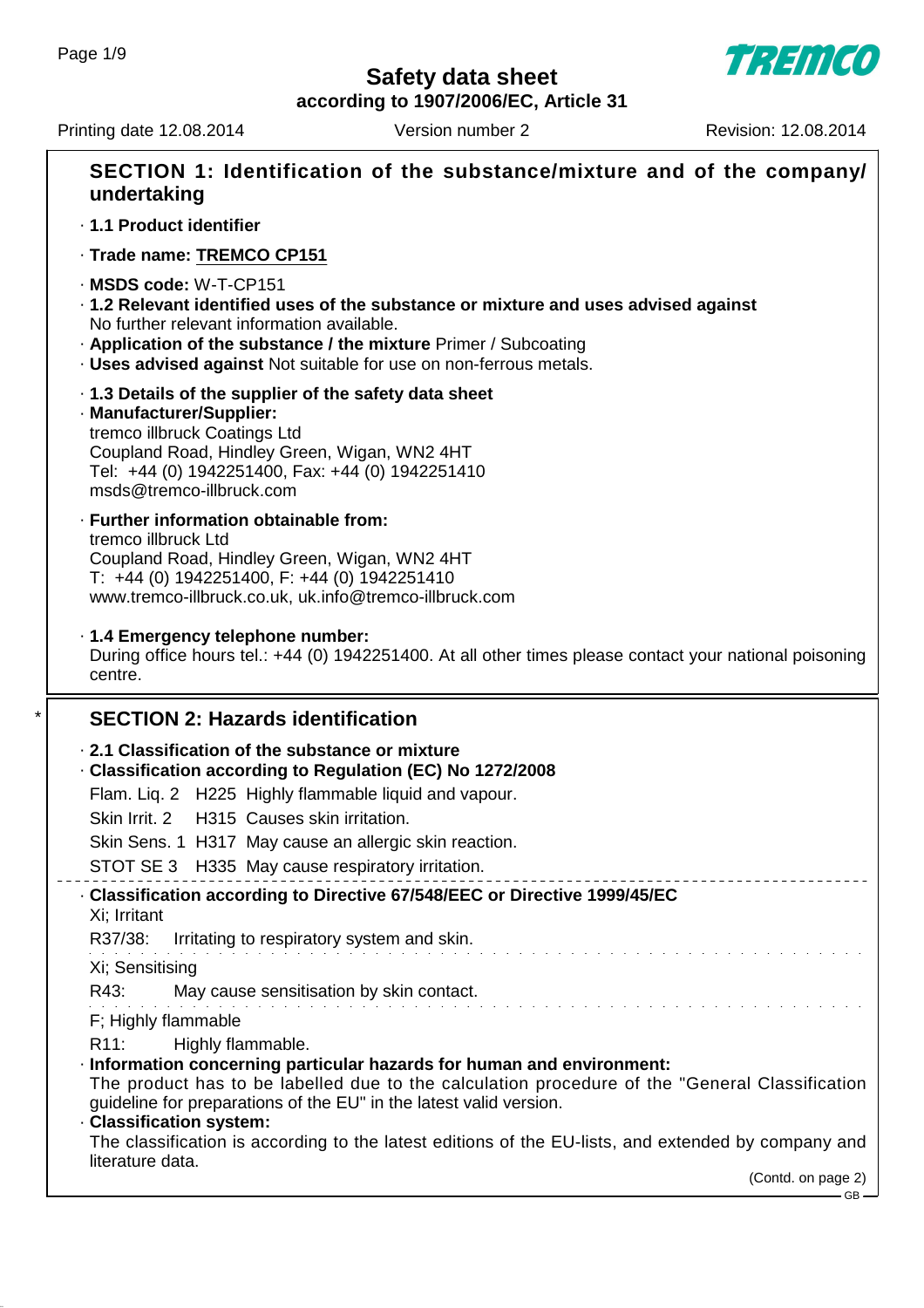# Safety data sheet

**according to 1907/2006/EC, Article 31**

Printing date 12.08.2014 | Version number 2 | Revision: 12.08.2014

## SECTION 1: Identification of the substance/mixture and of the company/ undertaking

· **1.1 Product identifier**

· **Trade name: TREMCO CP151**

· **MSDS code:** W-T-CP151

· **1.2 Relevant identified uses of the substance or mixture and uses advised against**
No further relevant information available.

· **Application of the substance / the mixture** Primer / Subcoating

· **Uses advised against** Not suitable for use on non-ferrous metals.

· **1.3 Details of the supplier of the safety data sheet**

· **Manufacturer/Supplier:**
tremco illbruck Coatings Ltd
Coupland Road, Hindley Green, Wigan, WN2 4HT
Tel: +44 (0) 1942251400, Fax: +44 (0) 1942251410
msds@tremco-illbruck.com

· **Further information obtainable from:**
tremco illbruck Ltd
Coupland Road, Hindley Green, Wigan, WN2 4HT
T: +44 (0) 1942251400, F: +44 (0) 1942251410
www.tremco-illbruck.co.uk, uk.info@tremco-illbruck.com

· **1.4 Emergency telephone number:**
During office hours tel.: +44 (0) 1942251400. At all other times please contact your national poisoning centre.

## * SECTION 2: Hazards identification

· **2.1 Classification of the substance or mixture**

· **Classification according to Regulation (EC) No 1272/2008**

Flam. Liq. 2 H225 Highly flammable liquid and vapour.

Skin Irrit. 2 H315 Causes skin irritation.

Skin Sens. 1 H317 May cause an allergic skin reaction.

STOT SE 3 H335 May cause respiratory irritation.

· **Classification according to Directive 67/548/EEC or Directive 1999/45/EC**

Xi; Irritant

R37/38: Irritating to respiratory system and skin.

Xi; Sensitising

R43: May cause sensitisation by skin contact.

F; Highly flammable

R11: Highly flammable.

· **Information concerning particular hazards for human and environment:**
The product has to be labelled due to the calculation procedure of the "General Classification guideline for preparations of the EU" in the latest valid version.

· **Classification system:**
The classification is according to the latest editions of the EU-lists, and extended by company and literature data.

(Contd. on page 2)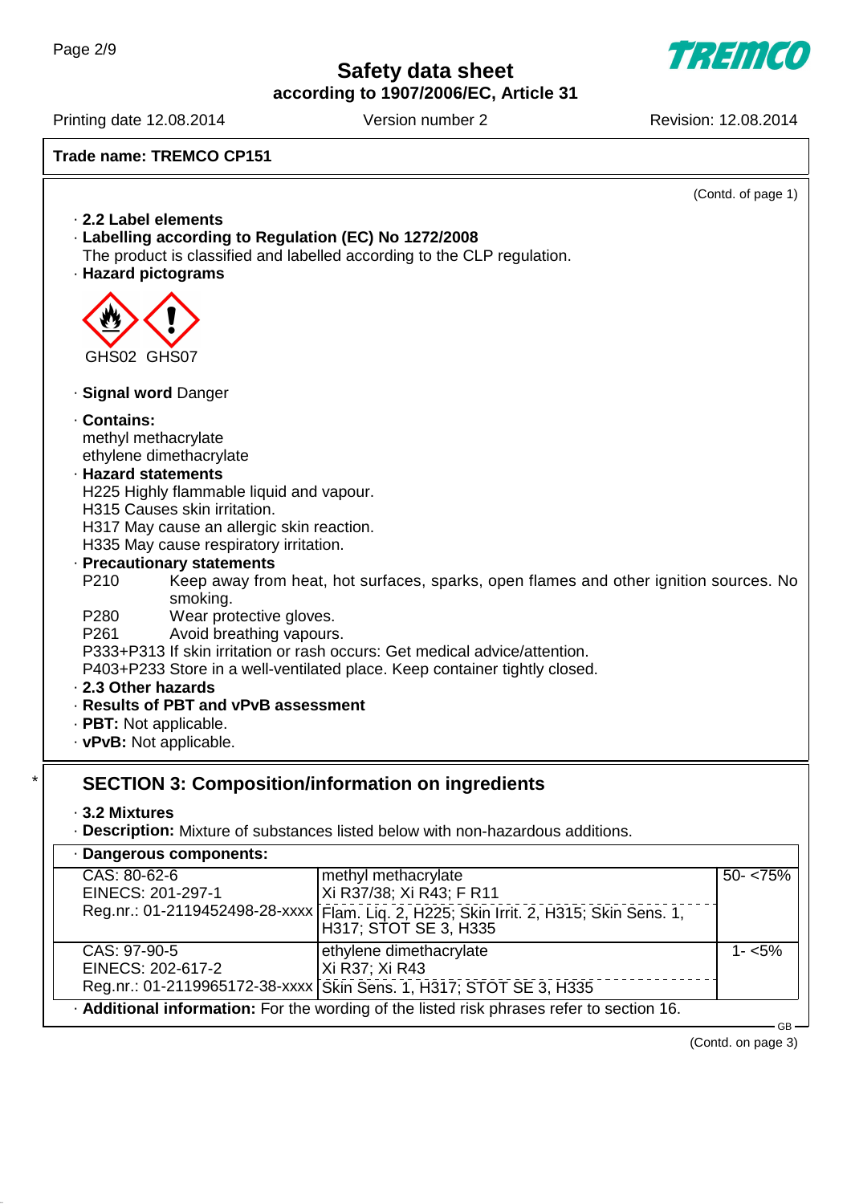Safety data sheet
according to 1907/2006/EC, Article 31

Printing date 12.08.2014 | Version number 2 | Revision: 12.08.2014

**Trade name: TREMCO CP151**

(Contd. of page 1)

· **2.2 Label elements**
· **Labelling according to Regulation (EC) No 1272/2008**
The product is classified and labelled according to the CLP regulation.
· **Hazard pictograms**

GHS02 GHS07

· **Signal word** Danger

· **Contains:**
methyl methacrylate
ethylene dimethacrylate
· **Hazard statements**
H225 Highly flammable liquid and vapour.
H315 Causes skin irritation.
H317 May cause an allergic skin reaction.
H335 May cause respiratory irritation.
· **Precautionary statements**
P210 Keep away from heat, hot surfaces, sparks, open flames and other ignition sources. No smoking.
P280 Wear protective gloves.
P261 Avoid breathing vapours.
P333+P313 If skin irritation or rash occurs: Get medical advice/attention.
P403+P233 Store in a well-ventilated place. Keep container tightly closed.
· **2.3 Other hazards**
· **Results of PBT and vPvB assessment**
· **PBT:** Not applicable.
· **vPvB:** Not applicable.

## SECTION 3: Composition/information on ingredients

· **3.2 Mixtures**
· **Description:** Mixture of substances listed below with non-hazardous additions.

· **Dangerous components:**

| Identifiers | Name / Classification | Concentration |
|---|---|---|
| CAS: 80-62-6<br>EINECS: 201-297-1<br>Reg.nr.: 01-2119452498-28-xxxx | methyl methacrylate<br>Xi R37/38; Xi R43; F R11<br>Flam. Liq. 2, H225; Skin Irrit. 2, H315; Skin Sens. 1, H317; STOT SE 3, H335 | 50- <75% |
| CAS: 97-90-5<br>EINECS: 202-617-2<br>Reg.nr.: 01-2119965172-38-xxxx | ethylene dimethacrylate<br>Xi R37; Xi R43<br>Skin Sens. 1, H317; STOT SE 3, H335 | 1- <5% |

· **Additional information:** For the wording of the listed risk phrases refer to section 16.

(Contd. on page 3)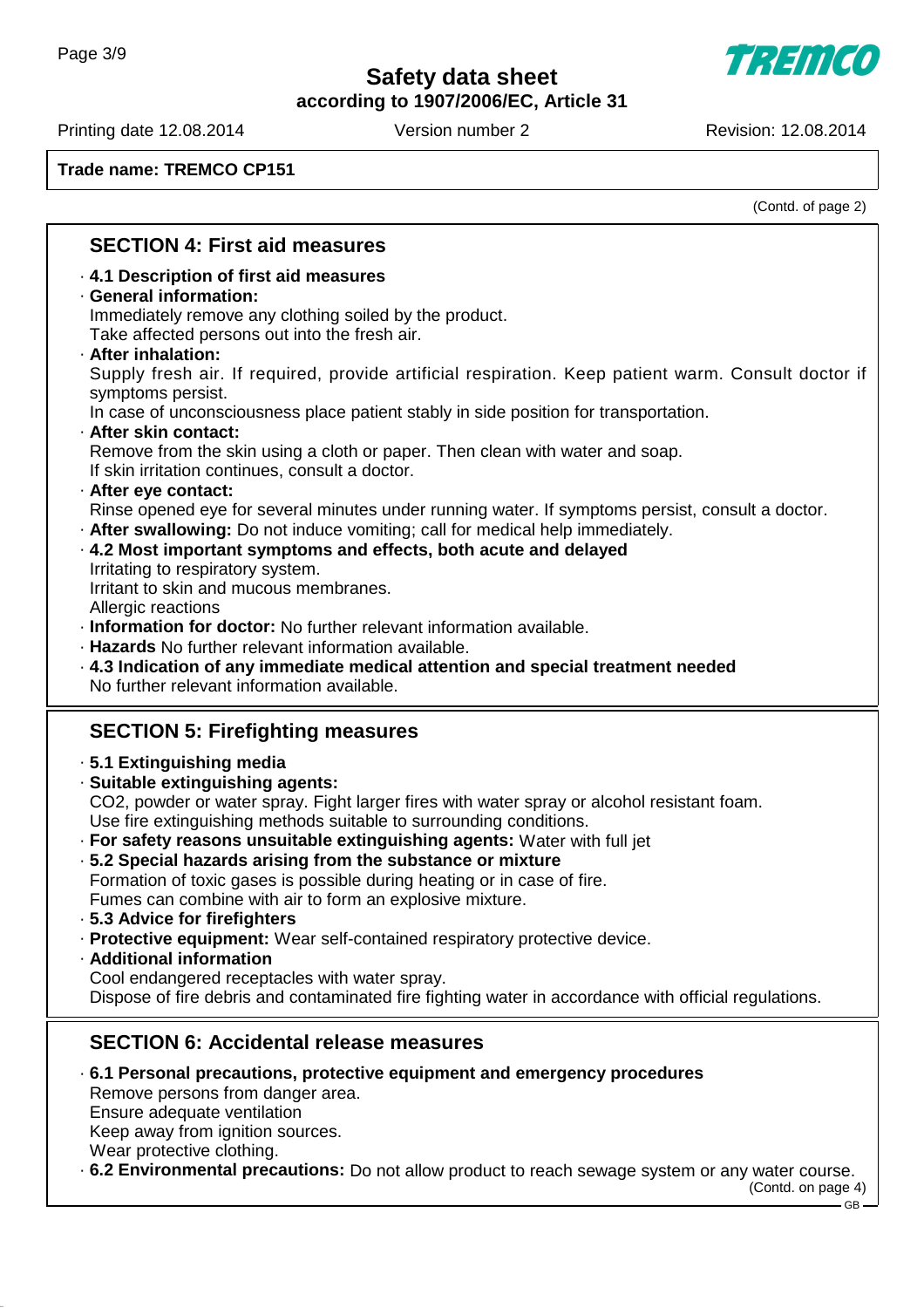Trade name: TREMCO CP151

(Contd. of page 2)

## SECTION 4: First aid measures

· **4.1 Description of first aid measures**
· **General information:**
Immediately remove any clothing soiled by the product.
Take affected persons out into the fresh air.
· **After inhalation:**
Supply fresh air. If required, provide artificial respiration. Keep patient warm. Consult doctor if symptoms persist.
In case of unconsciousness place patient stably in side position for transportation.
· **After skin contact:**
Remove from the skin using a cloth or paper. Then clean with water and soap.
If skin irritation continues, consult a doctor.
· **After eye contact:**
Rinse opened eye for several minutes under running water. If symptoms persist, consult a doctor.
· **After swallowing:** Do not induce vomiting; call for medical help immediately.
· **4.2 Most important symptoms and effects, both acute and delayed**
Irritating to respiratory system.
Irritant to skin and mucous membranes.
Allergic reactions
· **Information for doctor:** No further relevant information available.
· **Hazards** No further relevant information available.
· **4.3 Indication of any immediate medical attention and special treatment needed**
No further relevant information available.

## SECTION 5: Firefighting measures

· **5.1 Extinguishing media**
· **Suitable extinguishing agents:**
$CO_2$, powder or water spray. Fight larger fires with water spray or alcohol resistant foam.
Use fire extinguishing methods suitable to surrounding conditions.
· **For safety reasons unsuitable extinguishing agents:** Water with full jet
· **5.2 Special hazards arising from the substance or mixture**
Formation of toxic gases is possible during heating or in case of fire.
Fumes can combine with air to form an explosive mixture.
· **5.3 Advice for firefighters**
· **Protective equipment:** Wear self-contained respiratory protective device.
· **Additional information**
Cool endangered receptacles with water spray.
Dispose of fire debris and contaminated fire fighting water in accordance with official regulations.

## SECTION 6: Accidental release measures

· **6.1 Personal precautions, protective equipment and emergency procedures**
Remove persons from danger area.
Ensure adequate ventilation
Keep away from ignition sources.
Wear protective clothing.
· **6.2 Environmental precautions:** Do not allow product to reach sewage system or any water course.

(Contd. on page 4)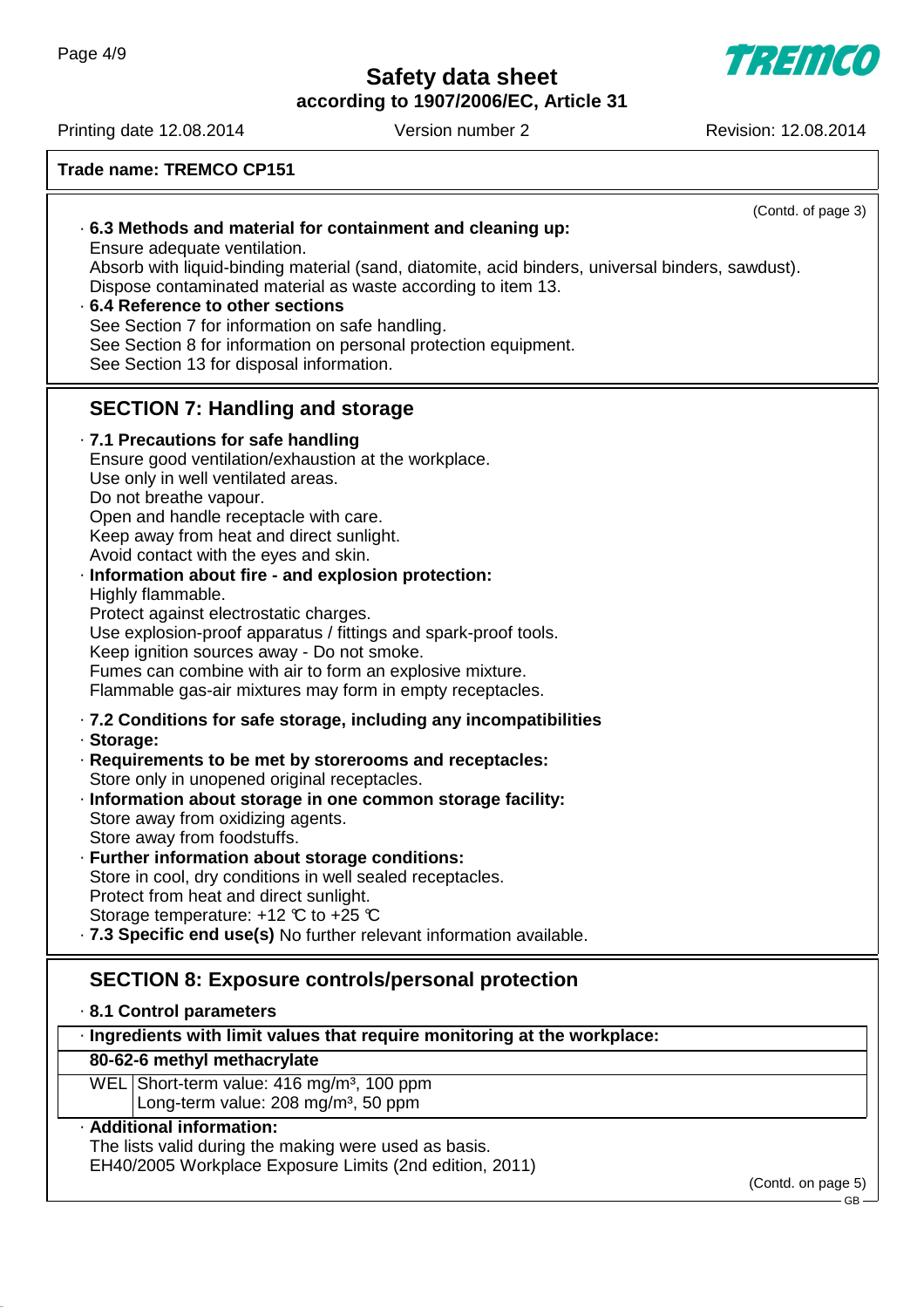**Trade name: TREMCO CP151**

(Contd. of page 3)

· **6.3 Methods and material for containment and cleaning up:**
Ensure adequate ventilation.
Absorb with liquid-binding material (sand, diatomite, acid binders, universal binders, sawdust).
Dispose contaminated material as waste according to item 13.

· **6.4 Reference to other sections**
See Section 7 for information on safe handling.
See Section 8 for information on personal protection equipment.
See Section 13 for disposal information.

## SECTION 7: Handling and storage

· **7.1 Precautions for safe handling**
Ensure good ventilation/exhaustion at the workplace.
Use only in well ventilated areas.
Do not breathe vapour.
Open and handle receptacle with care.
Keep away from heat and direct sunlight.
Avoid contact with the eyes and skin.

· **Information about fire - and explosion protection:**
Highly flammable.
Protect against electrostatic charges.
Use explosion-proof apparatus / fittings and spark-proof tools.
Keep ignition sources away - Do not smoke.
Fumes can combine with air to form an explosive mixture.
Flammable gas-air mixtures may form in empty receptacles.

· **7.2 Conditions for safe storage, including any incompatibilities**
· **Storage:**
· **Requirements to be met by storerooms and receptacles:**
Store only in unopened original receptacles.
· **Information about storage in one common storage facility:**
Store away from oxidizing agents.
Store away from foodstuffs.
· **Further information about storage conditions:**
Store in cool, dry conditions in well sealed receptacles.
Protect from heat and direct sunlight.
Storage temperature: +12 °C to +25 °C
· **7.3 Specific end use(s)** No further relevant information available.

## SECTION 8: Exposure controls/personal protection

· **8.1 Control parameters**

| · **Ingredients with limit values that require monitoring at the workplace:** | |
|---|---|
| **80-62-6 methyl methacrylate** | |
| WEL | Short-term value: 416 mg/m³, 100 ppm<br>Long-term value: 208 mg/m³, 50 ppm |

· **Additional information:**
The lists valid during the making were used as basis.
EH40/2005 Workplace Exposure Limits (2nd edition, 2011)

(Contd. on page 5)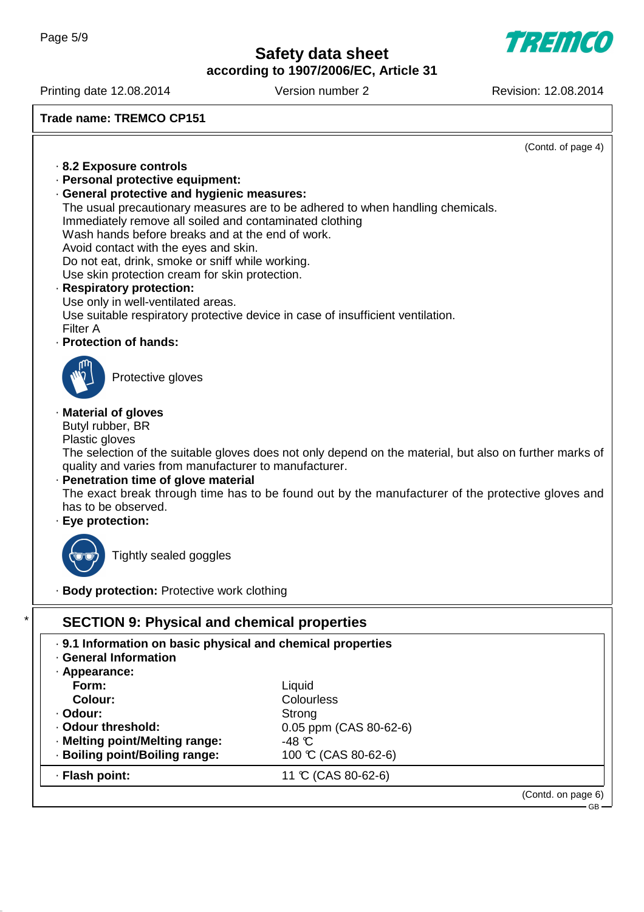**Trade name: TREMCO CP151**

(Contd. of page 4)

- **8.2 Exposure controls**
- **Personal protective equipment:**
- **General protective and hygienic measures:**
  The usual precautionary measures are to be adhered to when handling chemicals.
  Immediately remove all soiled and contaminated clothing
  Wash hands before breaks and at the end of work.
  Avoid contact with the eyes and skin.
  Do not eat, drink, smoke or sniff while working.
  Use skin protection cream for skin protection.
- **Respiratory protection:**
  Use only in well-ventilated areas.
  Use suitable respiratory protective device in case of insufficient ventilation.
  Filter A
- **Protection of hands:**

  Protective gloves

- **Material of gloves**
  Butyl rubber, BR
  Plastic gloves
  The selection of the suitable gloves does not only depend on the material, but also on further marks of quality and varies from manufacturer to manufacturer.
- **Penetration time of glove material**
  The exact break through time has to be found out by the manufacturer of the protective gloves and has to be observed.
- **Eye protection:**

  Tightly sealed goggles

- **Body protection:** Protective work clothing

## * SECTION 9: Physical and chemical properties

- **9.1 Information on basic physical and chemical properties**
- **General Information**

| | |
|---|---|
| · **Appearance:** | |
| **Form:** | Liquid |
| **Colour:** | Colourless |
| · **Odour:** | Strong |
| · **Odour threshold:** | 0.05 ppm (CAS 80-62-6) |
| · **Melting point/Melting range:** | -48 °C |
| · **Boiling point/Boiling range:** | 100 °C (CAS 80-62-6) |
| · **Flash point:** | 11 °C (CAS 80-62-6) |

(Contd. on page 6)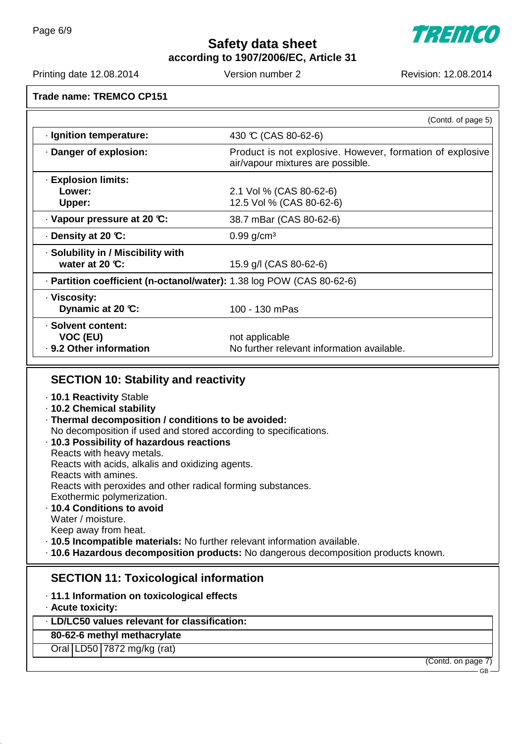**Trade name: TREMCO CP151**

(Contd. of page 5)

| | |
|---|---|
| · **Ignition temperature:** | 430 °C (CAS 80-62-6) |
| · **Danger of explosion:** | Product is not explosive. However, formation of explosive air/vapour mixtures are possible. |
| · **Explosion limits:** | |
| **Lower:** | 2.1 Vol % (CAS 80-62-6) |
| **Upper:** | 12.5 Vol % (CAS 80-62-6) |
| · **Vapour pressure at 20 °C:** | 38.7 mBar (CAS 80-62-6) |
| · **Density at 20 °C:** | 0.99 g/cm³ |
| · **Solubility in / Miscibility with water at 20 °C:** | 15.9 g/l (CAS 80-62-6) |
| · **Partition coefficient (n-octanol/water):** | 1.38 log POW (CAS 80-62-6) |
| · **Viscosity:** | |
| **Dynamic at 20 °C:** | 100 - 130 mPas |
| · **Solvent content:** | |
| **VOC (EU)** | not applicable |
| · **9.2 Other information** | No further relevant information available. |

## SECTION 10: Stability and reactivity

- · **10.1 Reactivity** Stable
- · **10.2 Chemical stability**
- · **Thermal decomposition / conditions to be avoided:**
  No decomposition if used and stored according to specifications.
- · **10.3 Possibility of hazardous reactions**
  Reacts with heavy metals.
  Reacts with acids, alkalis and oxidizing agents.
  Reacts with amines.
  Reacts with peroxides and other radical forming substances.
  Exothermic polymerization.
- · **10.4 Conditions to avoid**
  Water / moisture.
  Keep away from heat.
- · **10.5 Incompatible materials:** No further relevant information available.
- · **10.6 Hazardous decomposition products:** No dangerous decomposition products known.

## SECTION 11: Toxicological information

- · **11.1 Information on toxicological effects**
- · **Acute toxicity:**

| · **LD/LC50 values relevant for classification:** | | |
|---|---|---|
| **80-62-6 methyl methacrylate** | | |
| Oral | LD50 | 7872 mg/kg (rat) |

(Contd. on page 7)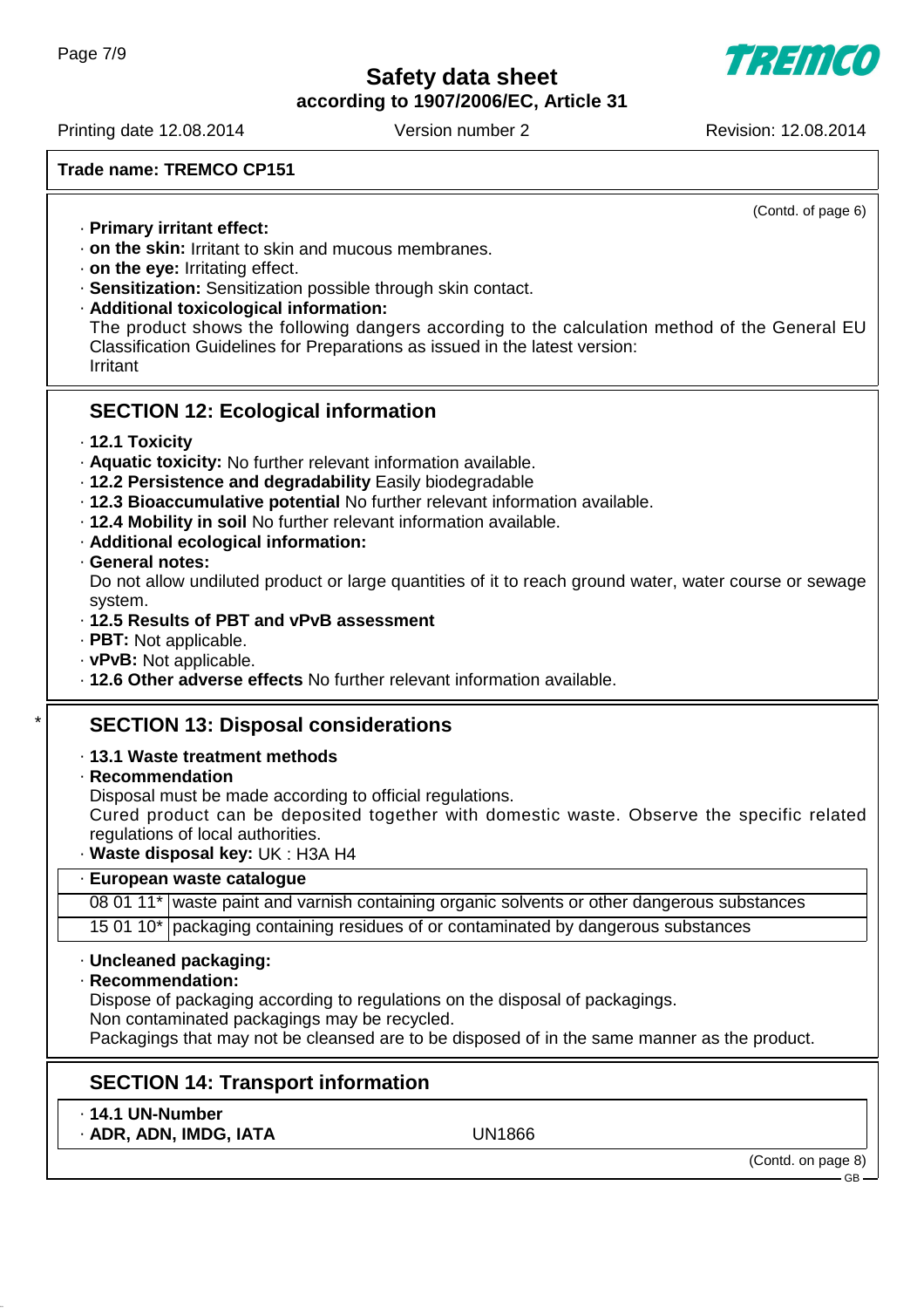**Trade name: TREMCO CP151**

(Contd. of page 6)

- **Primary irritant effect:**
- **on the skin:** Irritant to skin and mucous membranes.
- **on the eye:** Irritating effect.
- **Sensitization:** Sensitization possible through skin contact.
- **Additional toxicological information:**
  The product shows the following dangers according to the calculation method of the General EU Classification Guidelines for Preparations as issued in the latest version:
  Irritant

## SECTION 12: Ecological information

- **12.1 Toxicity**
- **Aquatic toxicity:** No further relevant information available.
- **12.2 Persistence and degradability** Easily biodegradable
- **12.3 Bioaccumulative potential** No further relevant information available.
- **12.4 Mobility in soil** No further relevant information available.
- **Additional ecological information:**
- **General notes:**
  Do not allow undiluted product or large quantities of it to reach ground water, water course or sewage system.
- **12.5 Results of PBT and vPvB assessment**
- **PBT:** Not applicable.
- **vPvB:** Not applicable.
- **12.6 Other adverse effects** No further relevant information available.

## * SECTION 13: Disposal considerations

- **13.1 Waste treatment methods**
- **Recommendation**
  Disposal must be made according to official regulations.
  Cured product can be deposited together with domestic waste. Observe the specific related regulations of local authorities.
- **Waste disposal key:** UK : H3A H4

| · European waste catalogue | |
|---|---|
| 08 01 11* | waste paint and varnish containing organic solvents or other dangerous substances |
| 15 01 10* | packaging containing residues of or contaminated by dangerous substances |

- **Uncleaned packaging:**
- **Recommendation:**
  Dispose of packaging according to regulations on the disposal of packagings.
  Non contaminated packagings may be recycled.
  Packagings that may not be cleansed are to be disposed of in the same manner as the product.

## SECTION 14: Transport information

- **14.1 UN-Number**
- **ADR, ADN, IMDG, IATA** UN1866

(Contd. on page 8)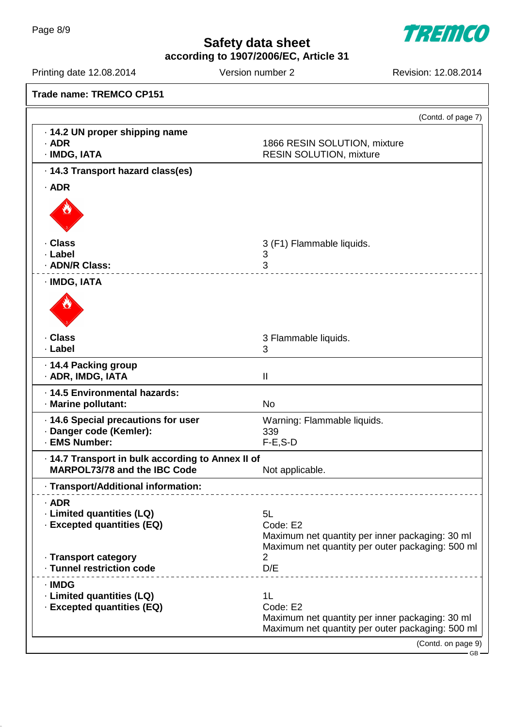**Trade name: TREMCO CP151**

(Contd. of page 7)

| | |
|---|---|
| · **14.2 UN proper shipping name** | |
| · **ADR** | 1866 RESIN SOLUTION, mixture |
| · **IMDG, IATA** | RESIN SOLUTION, mixture |
| · **14.3 Transport hazard class(es)** | |
| · **ADR** | |
| · **Class** | 3 (F1) Flammable liquids. |
| · **Label** | 3 |
| · **ADN/R Class:** | 3 |
| · **IMDG, IATA** | |
| · **Class** | 3 Flammable liquids. |
| · **Label** | 3 |
| · **14.4 Packing group** | |
| · **ADR, IMDG, IATA** | II |
| · **14.5 Environmental hazards:** | |
| · **Marine pollutant:** | No |
| · **14.6 Special precautions for user** | Warning: Flammable liquids. |
| · **Danger code (Kemler):** | 339 |
| · **EMS Number:** | F-E,S-D |
| · **14.7 Transport in bulk according to Annex II of MARPOL73/78 and the IBC Code** | Not applicable. |
| · **Transport/Additional information:** | |
| · **ADR** | |
| · **Limited quantities (LQ)** | 5L |
| · **Excepted quantities (EQ)** | Code: E2<br>Maximum net quantity per inner packaging: 30 ml<br>Maximum net quantity per outer packaging: 500 ml |
| · **Transport category** | 2 |
| · **Tunnel restriction code** | D/E |
| · **IMDG** | |
| · **Limited quantities (LQ)** | 1L |
| · **Excepted quantities (EQ)** | Code: E2<br>Maximum net quantity per inner packaging: 30 ml<br>Maximum net quantity per outer packaging: 500 ml |

(Contd. on page 9)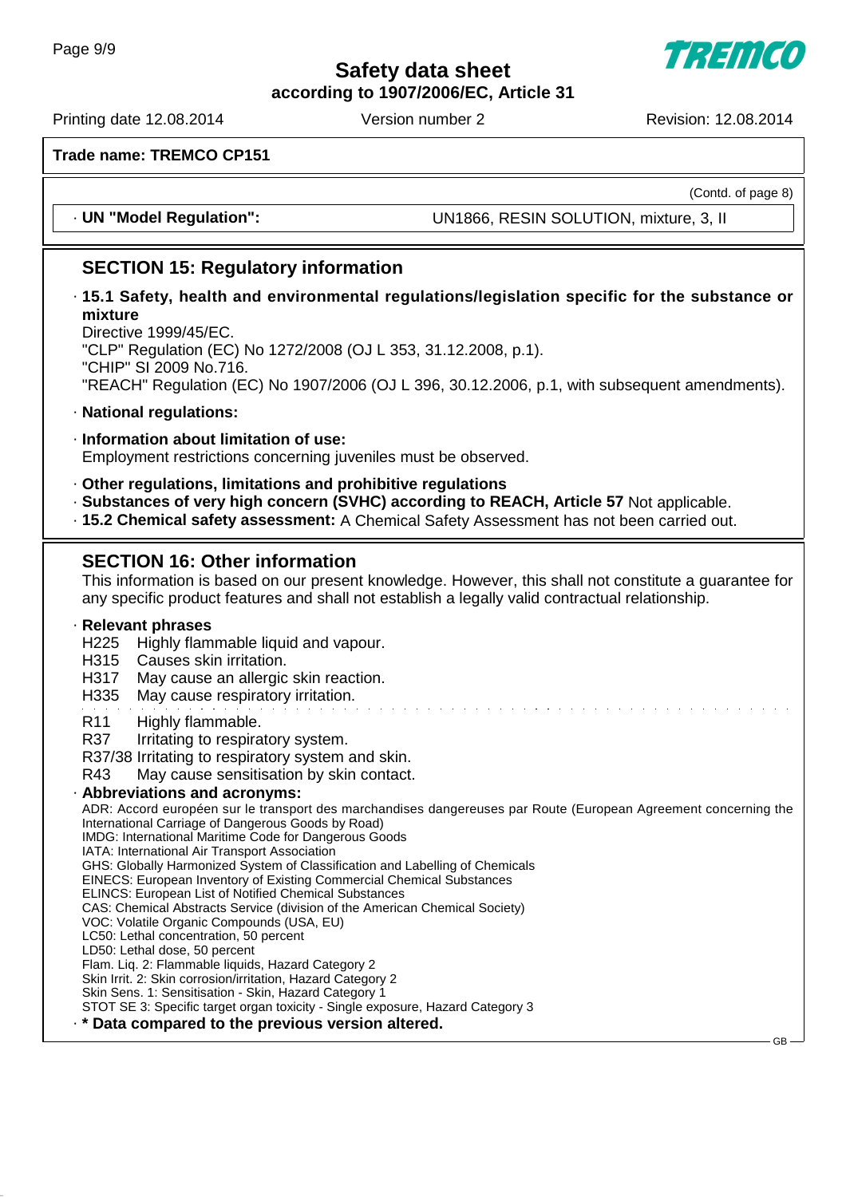**Trade name: TREMCO CP151**

(Contd. of page 8)

· **UN "Model Regulation":** UN1866, RESIN SOLUTION, mixture, 3, II

## SECTION 15: Regulatory information

· **15.1 Safety, health and environmental regulations/legislation specific for the substance or mixture**
Directive 1999/45/EC.
"CLP" Regulation (EC) No 1272/2008 (OJ L 353, 31.12.2008, p.1).
"CHIP" SI 2009 No.716.
"REACH" Regulation (EC) No 1907/2006 (OJ L 396, 30.12.2006, p.1, with subsequent amendments).

· **National regulations:**

· **Information about limitation of use:**
Employment restrictions concerning juveniles must be observed.

· **Other regulations, limitations and prohibitive regulations**
· **Substances of very high concern (SVHC) according to REACH, Article 57** Not applicable.
· **15.2 Chemical safety assessment:** A Chemical Safety Assessment has not been carried out.

## SECTION 16: Other information

This information is based on our present knowledge. However, this shall not constitute a guarantee for any specific product features and shall not establish a legally valid contractual relationship.

· **Relevant phrases**
H225 Highly flammable liquid and vapour.
H315 Causes skin irritation.
H317 May cause an allergic skin reaction.
H335 May cause respiratory irritation.

R11 Highly flammable.
R37 Irritating to respiratory system.
R37/38 Irritating to respiratory system and skin.
R43 May cause sensitisation by skin contact.

· **Abbreviations and acronyms:**
ADR: Accord européen sur le transport des marchandises dangereuses par Route (European Agreement concerning the International Carriage of Dangerous Goods by Road)
IMDG: International Maritime Code for Dangerous Goods
IATA: International Air Transport Association
GHS: Globally Harmonized System of Classification and Labelling of Chemicals
EINECS: European Inventory of Existing Commercial Chemical Substances
ELINCS: European List of Notified Chemical Substances
CAS: Chemical Abstracts Service (division of the American Chemical Society)
VOC: Volatile Organic Compounds (USA, EU)
LC50: Lethal concentration, 50 percent
LD50: Lethal dose, 50 percent
Flam. Liq. 2: Flammable liquids, Hazard Category 2
Skin Irrit. 2: Skin corrosion/irritation, Hazard Category 2
Skin Sens. 1: Sensitisation - Skin, Hazard Category 1
STOT SE 3: Specific target organ toxicity - Single exposure, Hazard Category 3

· **\* Data compared to the previous version altered.**

GB